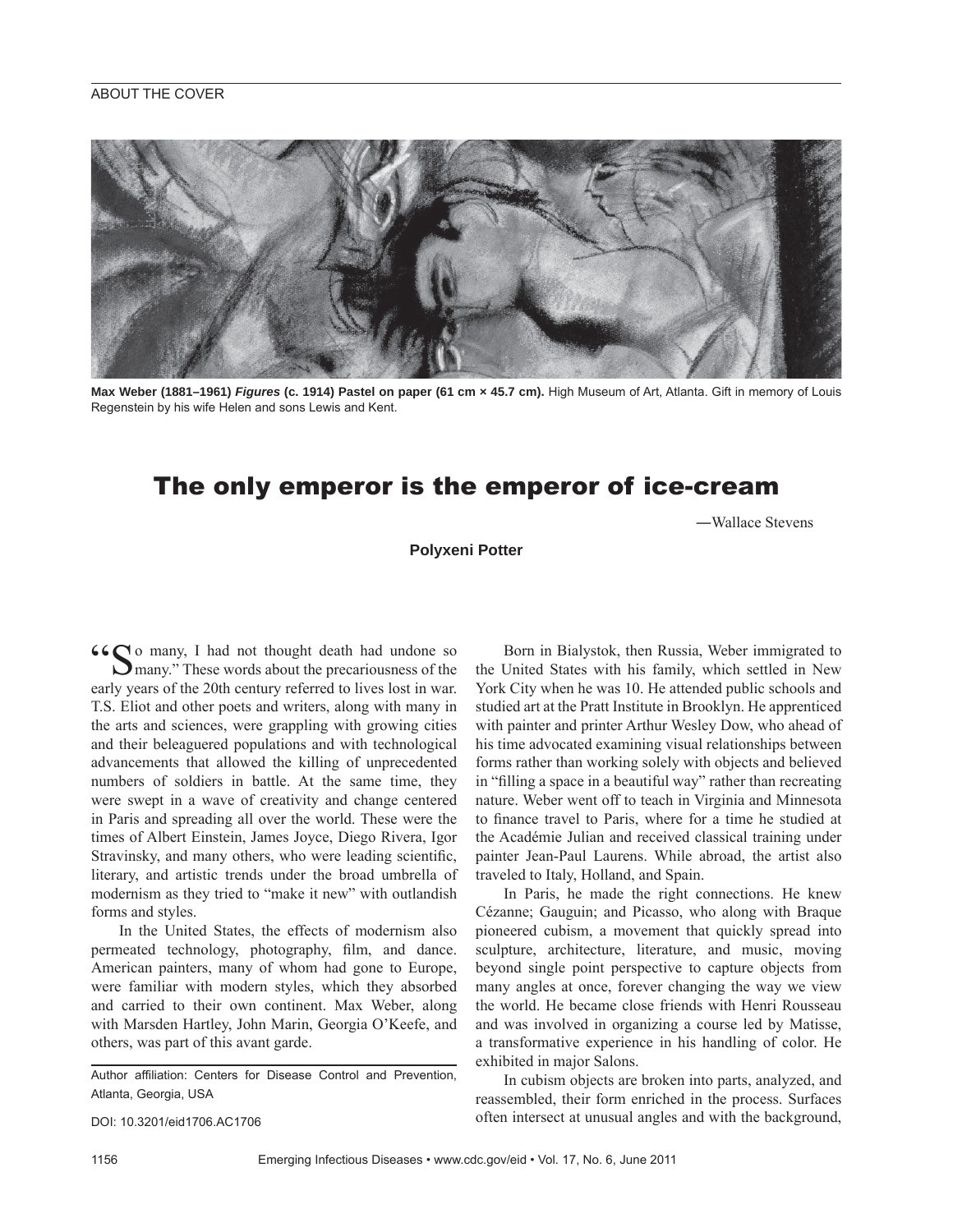ABOUT THE COVER

**Max Weber (1881–1961) *Figures* (c. 1914) Pastel on paper (61 cm × 45.7 cm).** High Museum of Art, Atlanta. Gift in memory of Louis Regenstein by his wife Helen and sons Lewis and Kent.

# The only emperor is the emperor of ice-cream

—Wallace Stevens

**Polyxeni Potter**

"So many, I had not thought death had undone so many." These words about the precariousness of the early years of the 20th century referred to lives lost in war. T.S. Eliot and other poets and writers, along with many in the arts and sciences, were grappling with growing cities and their beleaguered populations and with technological advancements that allowed the killing of unprecedented numbers of soldiers in battle. At the same time, they were swept in a wave of creativity and change centered in Paris and spreading all over the world. These were the times of Albert Einstein, James Joyce, Diego Rivera, Igor Stravinsky, and many others, who were leading scientific, literary, and artistic trends under the broad umbrella of modernism as they tried to "make it new" with outlandish forms and styles.

In the United States, the effects of modernism also permeated technology, photography, film, and dance. American painters, many of whom had gone to Europe, were familiar with modern styles, which they absorbed and carried to their own continent. Max Weber, along with Marsden Hartley, John Marin, Georgia O'Keefe, and others, was part of this avant garde.

Author affiliation: Centers for Disease Control and Prevention, Atlanta, Georgia, USA

DOI: 10.3201/eid1706.AC1706

Born in Bialystok, then Russia, Weber immigrated to the United States with his family, which settled in New York City when he was 10. He attended public schools and studied art at the Pratt Institute in Brooklyn. He apprenticed with painter and printer Arthur Wesley Dow, who ahead of his time advocated examining visual relationships between forms rather than working solely with objects and believed in "filling a space in a beautiful way" rather than recreating nature. Weber went off to teach in Virginia and Minnesota to finance travel to Paris, where for a time he studied at the Académie Julian and received classical training under painter Jean-Paul Laurens. While abroad, the artist also traveled to Italy, Holland, and Spain.

In Paris, he made the right connections. He knew Cézanne; Gauguin; and Picasso, who along with Braque pioneered cubism, a movement that quickly spread into sculpture, architecture, literature, and music, moving beyond single point perspective to capture objects from many angles at once, forever changing the way we view the world. He became close friends with Henri Rousseau and was involved in organizing a course led by Matisse, a transformative experience in his handling of color. He exhibited in major Salons.

In cubism objects are broken into parts, analyzed, and reassembled, their form enriched in the process. Surfaces often intersect at unusual angles and with the background,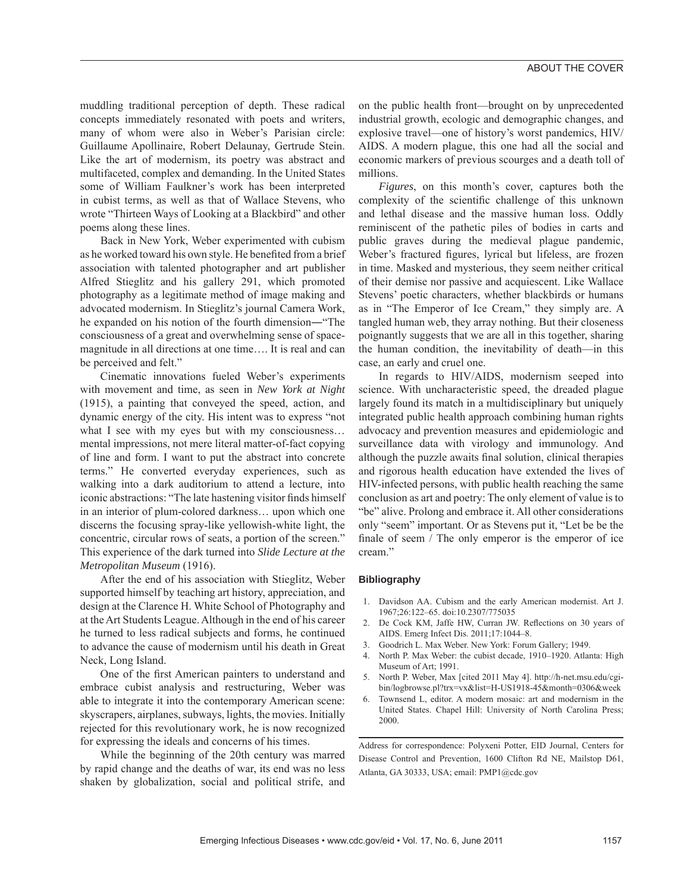muddling traditional perception of depth. These radical concepts immediately resonated with poets and writers, many of whom were also in Weber's Parisian circle: Guillaume Apollinaire, Robert Delaunay, Gertrude Stein. Like the art of modernism, its poetry was abstract and multifaceted, complex and demanding. In the United States some of William Faulkner's work has been interpreted in cubist terms, as well as that of Wallace Stevens, who wrote "Thirteen Ways of Looking at a Blackbird" and other poems along these lines.

Back in New York, Weber experimented with cubism as he worked toward his own style. He benefited from a brief association with talented photographer and art publisher Alfred Stieglitz and his gallery 291, which promoted photography as a legitimate method of image making and advocated modernism. In Stieglitz's journal Camera Work, he expanded on his notion of the fourth dimension—"The consciousness of a great and overwhelming sense of space-magnitude in all directions at one time…. It is real and can be perceived and felt."

Cinematic innovations fueled Weber's experiments with movement and time, as seen in *New York at Night* (1915), a painting that conveyed the speed, action, and dynamic energy of the city. His intent was to express "not what I see with my eyes but with my consciousness… mental impressions, not mere literal matter-of-fact copying of line and form. I want to put the abstract into concrete terms." He converted everyday experiences, such as walking into a dark auditorium to attend a lecture, into iconic abstractions: "The late hastening visitor finds himself in an interior of plum-colored darkness… upon which one discerns the focusing spray-like yellowish-white light, the concentric, circular rows of seats, a portion of the screen." This experience of the dark turned into *Slide Lecture at the Metropolitan Museum* (1916).

After the end of his association with Stieglitz, Weber supported himself by teaching art history, appreciation, and design at the Clarence H. White School of Photography and at the Art Students League. Although in the end of his career he turned to less radical subjects and forms, he continued to advance the cause of modernism until his death in Great Neck, Long Island.

One of the first American painters to understand and embrace cubist analysis and restructuring, Weber was able to integrate it into the contemporary American scene: skyscrapers, airplanes, subways, lights, the movies. Initially rejected for this revolutionary work, he is now recognized for expressing the ideals and concerns of his times.

While the beginning of the 20th century was marred by rapid change and the deaths of war, its end was no less shaken by globalization, social and political strife, and on the public health front—brought on by unprecedented industrial growth, ecologic and demographic changes, and explosive travel—one of history's worst pandemics, HIV/AIDS. A modern plague, this one had all the social and economic markers of previous scourges and a death toll of millions.

*Figures*, on this month's cover, captures both the complexity of the scientific challenge of this unknown and lethal disease and the massive human loss. Oddly reminiscent of the pathetic piles of bodies in carts and public graves during the medieval plague pandemic, Weber's fractured figures, lyrical but lifeless, are frozen in time. Masked and mysterious, they seem neither critical of their demise nor passive and acquiescent. Like Wallace Stevens' poetic characters, whether blackbirds or humans as in "The Emperor of Ice Cream," they simply are. A tangled human web, they array nothing. But their closeness poignantly suggests that we are all in this together, sharing the human condition, the inevitability of death—in this case, an early and cruel one.

In regards to HIV/AIDS, modernism seeped into science. With uncharacteristic speed, the dreaded plague largely found its match in a multidisciplinary but uniquely integrated public health approach combining human rights advocacy and prevention measures and epidemiologic and surveillance data with virology and immunology. And although the puzzle awaits final solution, clinical therapies and rigorous health education have extended the lives of HIV-infected persons, with public health reaching the same conclusion as art and poetry: The only element of value is to "be" alive. Prolong and embrace it. All other considerations only "seem" important. Or as Stevens put it, "Let be be the finale of seem / The only emperor is the emperor of ice cream."

### Bibliography

1. Davidson AA. Cubism and the early American modernist. Art J. 1967;26:122–65. doi:10.2307/775035
2. De Cock KM, Jaffe HW, Curran JW. Reflections on 30 years of AIDS. Emerg Infect Dis. 2011;17:1044–8.
3. Goodrich L. Max Weber. New York: Forum Gallery; 1949.
4. North P. Max Weber: the cubist decade, 1910–1920. Atlanta: High Museum of Art; 1991.
5. North P. Weber, Max [cited 2011 May 4]. http://h-net.msu.edu/cgi-bin/logbrowse.pl?trx=vx&list=H-US1918-45&month=0306&week
6. Townsend L, editor. A modern mosaic: art and modernism in the United States. Chapel Hill: University of North Carolina Press; 2000.

Address for correspondence: Polyxeni Potter, EID Journal, Centers for Disease Control and Prevention, 1600 Clifton Rd NE, Mailstop D61, Atlanta, GA 30333, USA; email: PMP1@cdc.gov